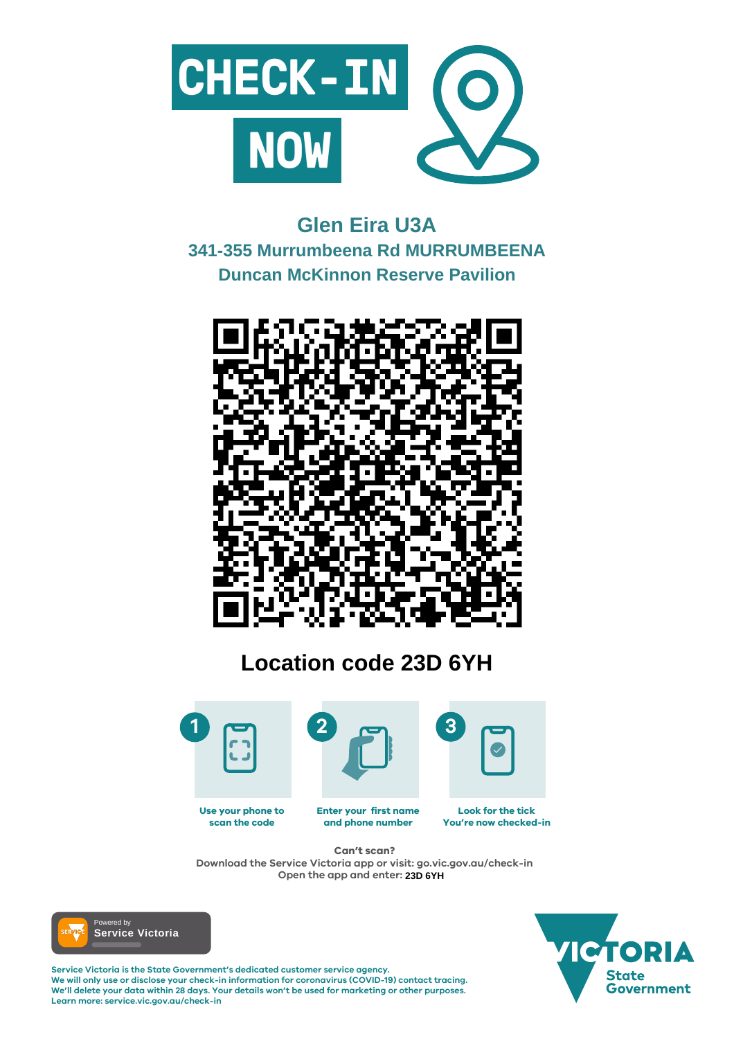# CHECK-IN NOW

## Glen Eira U3A

### 341-355 Murrumbeena Rd MURRUMBEENA

### Duncan McKinnon Reserve Pavilion

## Location code 23D 6YH

1. Use your phone to scan the code
2. Enter your first name and phone number
3. Look for the tick You're now checked-in

**Can't scan?**
Download the Service Victoria app or visit: go.vic.gov.au/check-in
Open the app and enter: **23D 6YH**

Powered by Service Victoria

**Service Victoria is the State Government's dedicated customer service agency.**
**We will only use or disclose your check-in information for coronavirus (COVID-19) contact tracing.**
**We'll delete your data within 28 days. Your details won't be used for marketing or other purposes.**
**Learn more: service.vic.gov.au/check-in**

VICTORIA State Government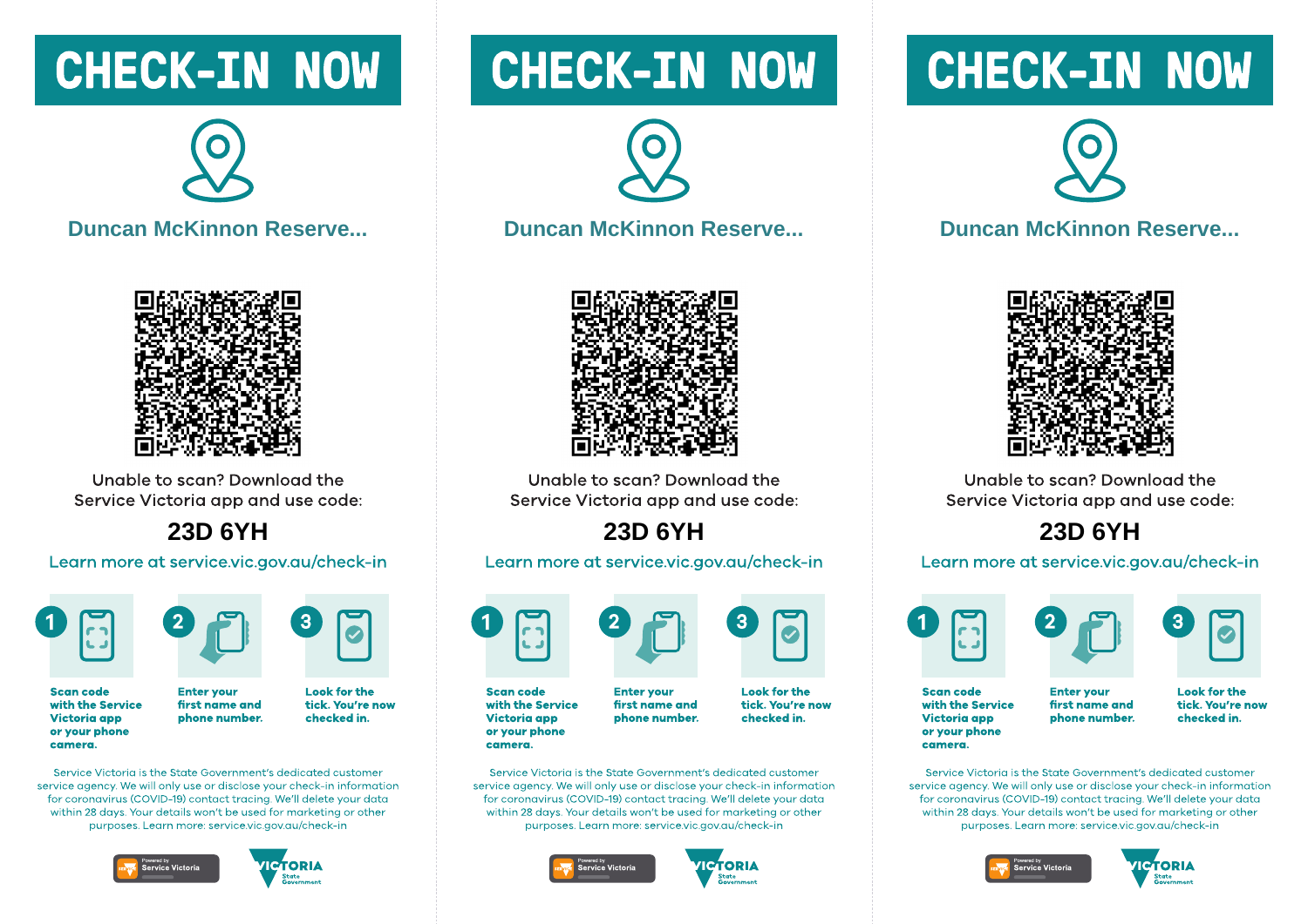# CHECK-IN NOW

## Duncan McKinnon Reserve...

Unable to scan? Download the Service Victoria app and use code:

**23D 6YH**

Learn more at service.vic.gov.au/check-in

1. **Scan code with the Service Victoria app or your phone camera.**
2. **Enter your first name and phone number.**
3. **Look for the tick. You're now checked in.**

Service Victoria is the State Government's dedicated customer service agency. We will only use or disclose your check-in information for coronavirus (COVID-19) contact tracing. We'll delete your data within 28 days. Your details won't be used for marketing or other purposes. Learn more: service.vic.gov.au/check-in

Powered by Service Victoria

VICTORIA State Government

# CHECK-IN NOW

## Duncan McKinnon Reserve...

Unable to scan? Download the Service Victoria app and use code:

**23D 6YH**

Learn more at service.vic.gov.au/check-in

1. **Scan code with the Service Victoria app or your phone camera.**
2. **Enter your first name and phone number.**
3. **Look for the tick. You're now checked in.**

Service Victoria is the State Government's dedicated customer service agency. We will only use or disclose your check-in information for coronavirus (COVID-19) contact tracing. We'll delete your data within 28 days. Your details won't be used for marketing or other purposes. Learn more: service.vic.gov.au/check-in

Powered by Service Victoria

VICTORIA State Government

# CHECK-IN NOW

## Duncan McKinnon Reserve...

Unable to scan? Download the Service Victoria app and use code:

**23D 6YH**

Learn more at service.vic.gov.au/check-in

1. **Scan code with the Service Victoria app or your phone camera.**
2. **Enter your first name and phone number.**
3. **Look for the tick. You're now checked in.**

Service Victoria is the State Government's dedicated customer service agency. We will only use or disclose your check-in information for coronavirus (COVID-19) contact tracing. We'll delete your data within 28 days. Your details won't be used for marketing or other purposes. Learn more: service.vic.gov.au/check-in

Powered by Service Victoria

VICTORIA State Government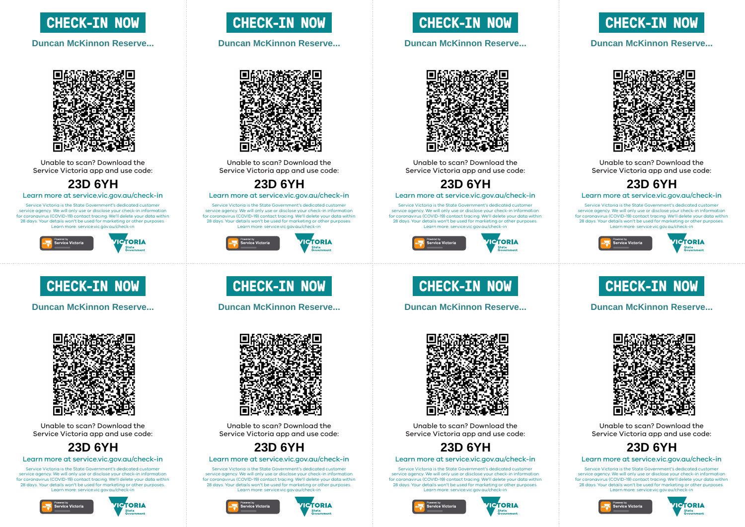# CHECK-IN NOW

## Duncan McKinnon Reserve...

Unable to scan? Download the Service Victoria app and use code:

**23D 6YH**

Learn more at service.vic.gov.au/check-in

Service Victoria is the State Government's dedicated customer service agency. We will only use or disclose your check-in information for coronavirus (COVID-19) contact tracing. We'll delete your data within 28 days. Your details won't be used for marketing or other purposes. Learn more: service.vic.gov.au/check-in

Powered by Service Victoria

VICTORIA State Government

# CHECK-IN NOW

## Duncan McKinnon Reserve...

Unable to scan? Download the Service Victoria app and use code:

**23D 6YH**

Learn more at service.vic.gov.au/check-in

Service Victoria is the State Government's dedicated customer service agency. We will only use or disclose your check-in information for coronavirus (COVID-19) contact tracing. We'll delete your data within 28 days. Your details won't be used for marketing or other purposes. Learn more: service.vic.gov.au/check-in

Powered by Service Victoria

VICTORIA State Government

# CHECK-IN NOW

## Duncan McKinnon Reserve...

Unable to scan? Download the Service Victoria app and use code:

**23D 6YH**

Learn more at service.vic.gov.au/check-in

Service Victoria is the State Government's dedicated customer service agency. We will only use or disclose your check-in information for coronavirus (COVID-19) contact tracing. We'll delete your data within 28 days. Your details won't be used for marketing or other purposes. Learn more: service.vic.gov.au/check-in

Powered by Service Victoria

VICTORIA State Government

# CHECK-IN NOW

## Duncan McKinnon Reserve...

Unable to scan? Download the Service Victoria app and use code:

**23D 6YH**

Learn more at service.vic.gov.au/check-in

Service Victoria is the State Government's dedicated customer service agency. We will only use or disclose your check-in information for coronavirus (COVID-19) contact tracing. We'll delete your data within 28 days. Your details won't be used for marketing or other purposes. Learn more: service.vic.gov.au/check-in

Powered by Service Victoria

VICTORIA State Government

# CHECK-IN NOW

## Duncan McKinnon Reserve...

Unable to scan? Download the Service Victoria app and use code:

**23D 6YH**

Learn more at service.vic.gov.au/check-in

Service Victoria is the State Government's dedicated customer service agency. We will only use or disclose your check-in information for coronavirus (COVID-19) contact tracing. We'll delete your data within 28 days. Your details won't be used for marketing or other purposes. Learn more: service.vic.gov.au/check-in

Powered by Service Victoria

VICTORIA State Government

# CHECK-IN NOW

## Duncan McKinnon Reserve...

Unable to scan? Download the Service Victoria app and use code:

**23D 6YH**

Learn more at service.vic.gov.au/check-in

Service Victoria is the State Government's dedicated customer service agency. We will only use or disclose your check-in information for coronavirus (COVID-19) contact tracing. We'll delete your data within 28 days. Your details won't be used for marketing or other purposes. Learn more: service.vic.gov.au/check-in

Powered by Service Victoria

VICTORIA State Government

# CHECK-IN NOW

## Duncan McKinnon Reserve...

Unable to scan? Download the Service Victoria app and use code:

**23D 6YH**

Learn more at service.vic.gov.au/check-in

Service Victoria is the State Government's dedicated customer service agency. We will only use or disclose your check-in information for coronavirus (COVID-19) contact tracing. We'll delete your data within 28 days. Your details won't be used for marketing or other purposes. Learn more: service.vic.gov.au/check-in

Powered by Service Victoria

VICTORIA State Government

# CHECK-IN NOW

## Duncan McKinnon Reserve...

Unable to scan? Download the Service Victoria app and use code:

**23D 6YH**

Learn more at service.vic.gov.au/check-in

Service Victoria is the State Government's dedicated customer service agency. We will only use or disclose your check-in information for coronavirus (COVID-19) contact tracing. We'll delete your data within 28 days. Your details won't be used for marketing or other purposes. Learn more: service.vic.gov.au/check-in

Powered by Service Victoria

VICTORIA State Government